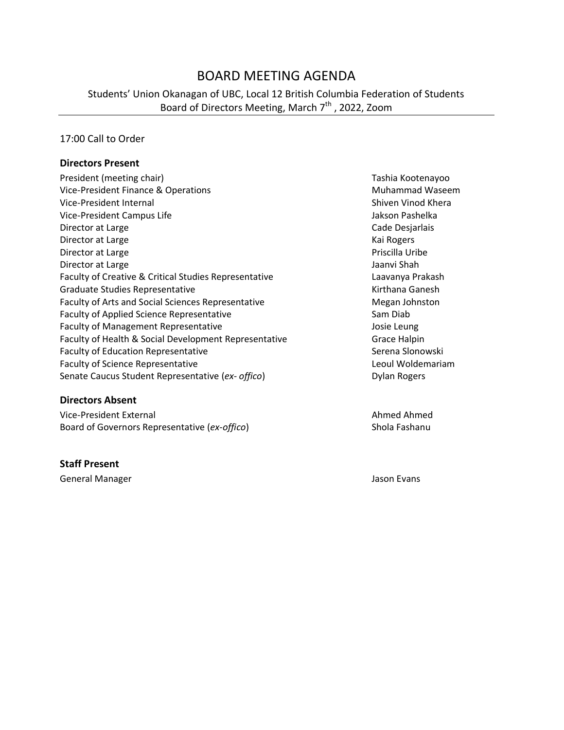# BOARD MEETING AGENDA

Students' Union Okanagan of UBC, Local 12 British Columbia Federation of Students
Board of Directors Meeting, March 7th, 2022, Zoom

17:00 Call to Order

### Directors Present

| | |
|---|---|
| President (meeting chair) | Tashia Kootenayoo |
| Vice-President Finance & Operations | Muhammad Waseem |
| Vice-President Internal | Shiven Vinod Khera |
| Vice-President Campus Life | Jakson Pashelka |
| Director at Large | Cade Desjarlais |
| Director at Large | Kai Rogers |
| Director at Large | Priscilla Uribe |
| Director at Large | Jaanvi Shah |
| Faculty of Creative & Critical Studies Representative | Laavanya Prakash |
| Graduate Studies Representative | Kirthana Ganesh |
| Faculty of Arts and Social Sciences Representative | Megan Johnston |
| Faculty of Applied Science Representative | Sam Diab |
| Faculty of Management Representative | Josie Leung |
| Faculty of Health & Social Development Representative | Grace Halpin |
| Faculty of Education Representative | Serena Slonowski |
| Faculty of Science Representative | Leoul Woldemariam |
| Senate Caucus Student Representative (*ex- offico*) | Dylan Rogers |

### Directors Absent

| | |
|---|---|
| Vice-President External | Ahmed Ahmed |
| Board of Governors Representative (*ex-offico*) | Shola Fashanu |

### Staff Present

| | |
|---|---|
| General Manager | Jason Evans |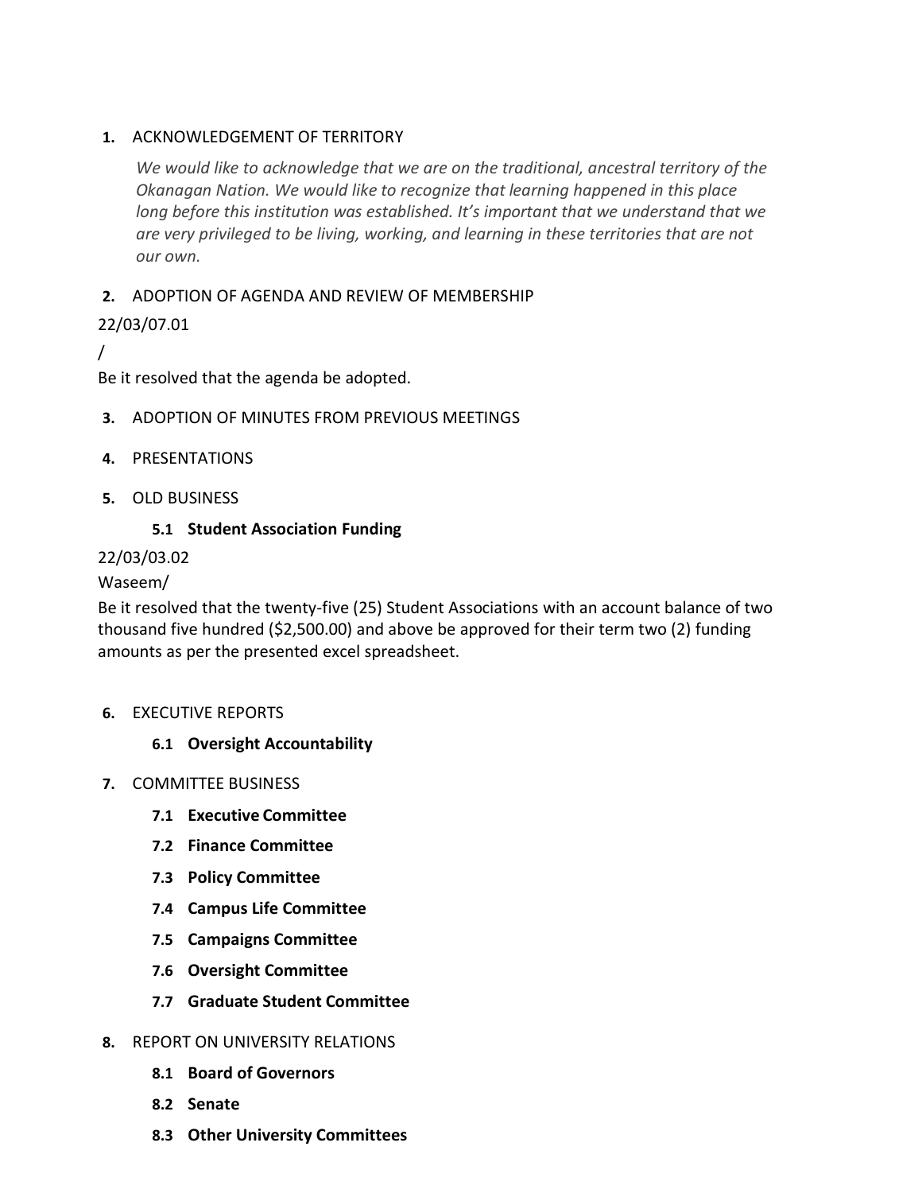## 1. ACKNOWLEDGEMENT OF TERRITORY

*We would like to acknowledge that we are on the traditional, ancestral territory of the Okanagan Nation. We would like to recognize that learning happened in this place long before this institution was established. It's important that we understand that we are very privileged to be living, working, and learning in these territories that are not our own.*

## 2. ADOPTION OF AGENDA AND REVIEW OF MEMBERSHIP

22/03/07.01

/

Be it resolved that the agenda be adopted.

## 3. ADOPTION OF MINUTES FROM PREVIOUS MEETINGS

## 4. PRESENTATIONS

## 5. OLD BUSINESS

### 5.1 Student Association Funding

22/03/03.02

Waseem/

Be it resolved that the twenty-five (25) Student Associations with an account balance of two thousand five hundred ($2,500.00) and above be approved for their term two (2) funding amounts as per the presented excel spreadsheet.

## 6. EXECUTIVE REPORTS

### 6.1 Oversight Accountability

## 7. COMMITTEE BUSINESS

### 7.1 Executive Committee

### 7.2 Finance Committee

### 7.3 Policy Committee

### 7.4 Campus Life Committee

### 7.5 Campaigns Committee

### 7.6 Oversight Committee

### 7.7 Graduate Student Committee

## 8. REPORT ON UNIVERSITY RELATIONS

### 8.1 Board of Governors

### 8.2 Senate

### 8.3 Other University Committees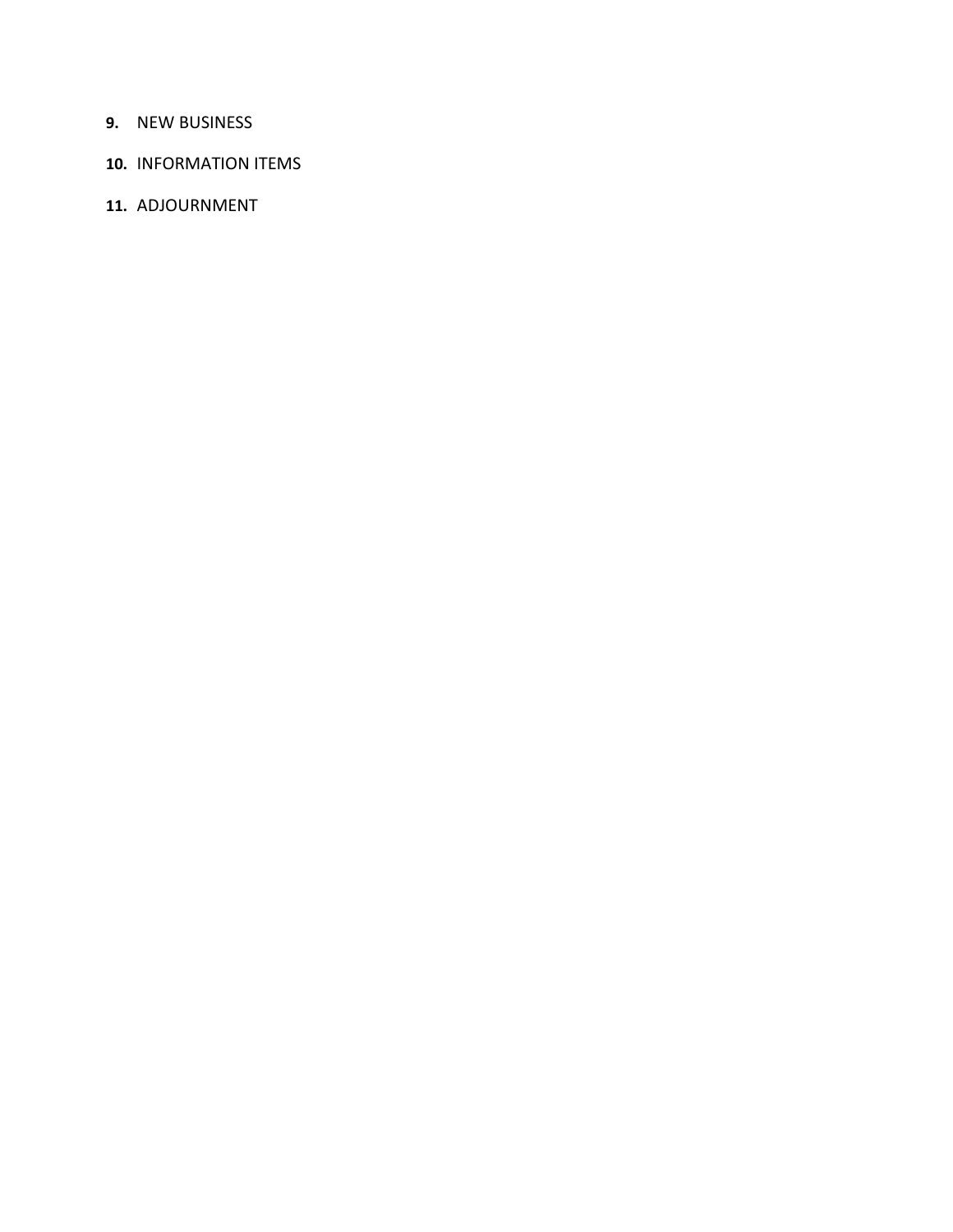**9.** NEW BUSINESS

**10.** INFORMATION ITEMS

**11.** ADJOURNMENT